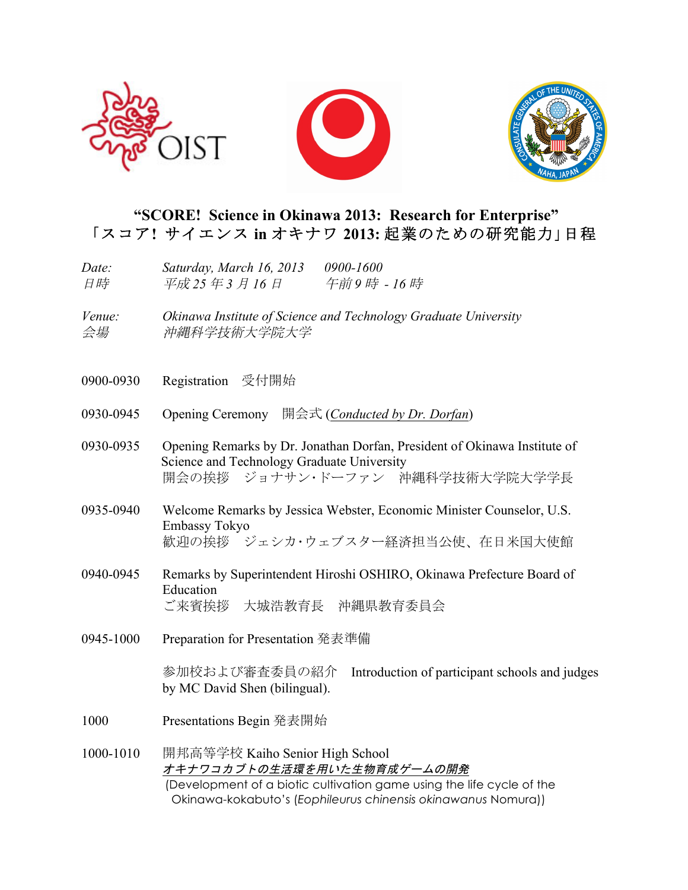# "SCORE! Science in Okinawa 2013: Research for Enterprise"
# 「スコア! サイエンス in オキナワ 2013: 起業のための研究能力」日程

*Date:* *Saturday, March 16, 2013* *0900-1600*
*日時* *平成 25 年 3 月 16 日* *午前 9 時 - 16 時*

*Venue:* *Okinawa Institute of Science and Technology Graduate University*
*会場* *沖縄科学技術大学院大学*

0900-0930 Registration 受付開始

0930-0945 Opening Ceremony 開会式 (*Conducted by Dr. Dorfan*)

0930-0935 Opening Remarks by Dr. Jonathan Dorfan, President of Okinawa Institute of Science and Technology Graduate University
開会の挨拶 ジョナサン・ドーファン 沖縄科学技術大学院大学学長

0935-0940 Welcome Remarks by Jessica Webster, Economic Minister Counselor, U.S. Embassy Tokyo
歓迎の挨拶 ジェシカ・ウェブスター経済担当公使、在日米国大使館

0940-0945 Remarks by Superintendent Hiroshi OSHIRO, Okinawa Prefecture Board of Education
ご来賓挨拶 大城浩教育長 沖縄県教育委員会

0945-1000 Preparation for Presentation 発表準備

参加校および審査委員の紹介 Introduction of participant schools and judges by MC David Shen (bilingual).

1000 Presentations Begin 発表開始

1000-1010 開邦高等学校 Kaiho Senior High School
***オキナワコカブトの生活環を用いた生物育成ゲームの開発***
(Development of a biotic cultivation game using the life cycle of the Okinawa-kokabuto's (*Eophileurus chinensis okinawanus* Nomura))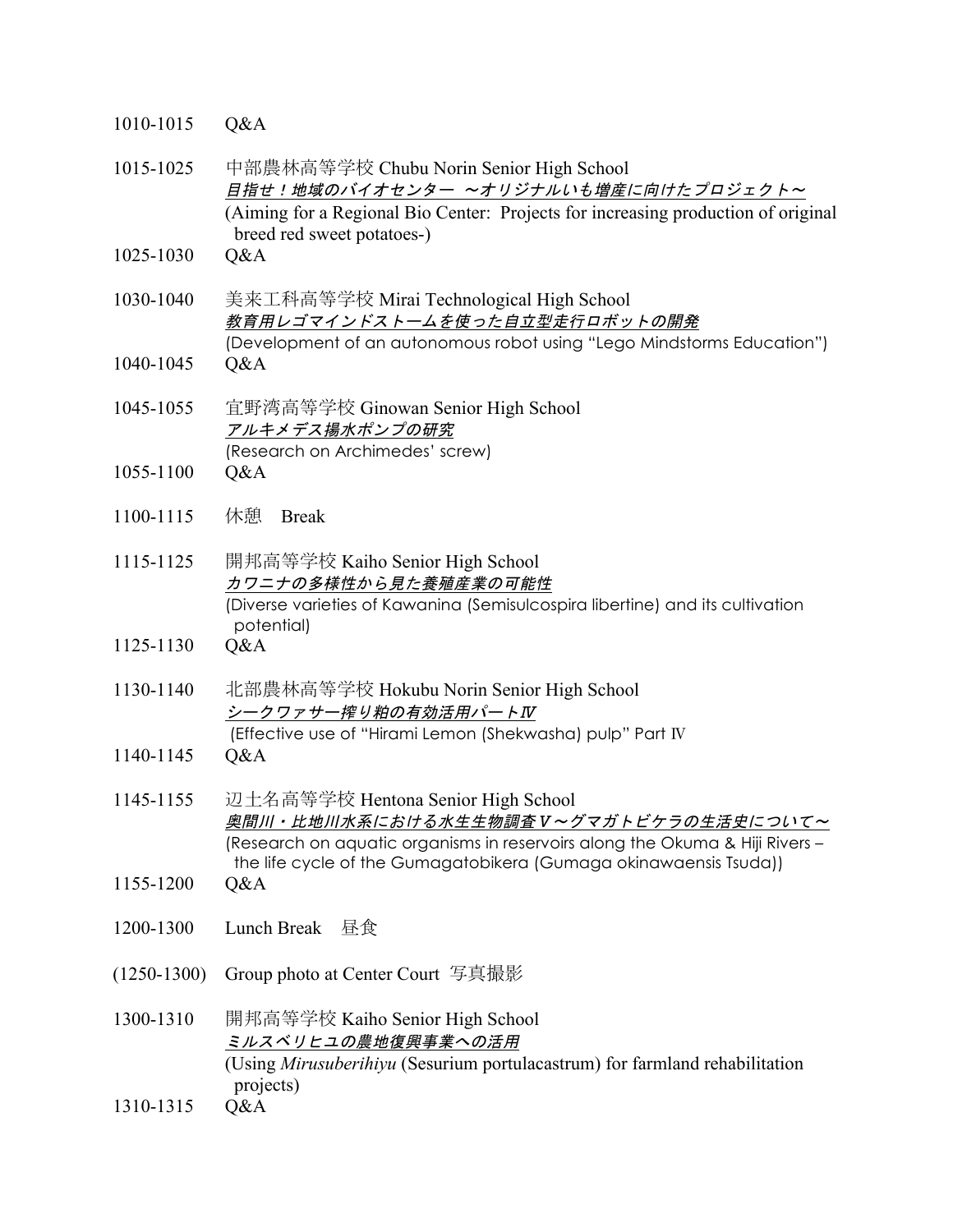1010-1015 Q&A

1015-1025 中部農林高等学校 Chubu Norin Senior High School
*目指せ！地域のバイオセンター ～オリジナルいも増産に向けたプロジェクト～*
(Aiming for a Regional Bio Center: Projects for increasing production of original breed red sweet potatoes-)

1025-1030 Q&A

1030-1040 美来工科高等学校 Mirai Technological High School
*教育用レゴマインドストームを使った自立型走行ロボットの開発*
(Development of an autonomous robot using "Lego Mindstorms Education")

1040-1045 Q&A

1045-1055 宜野湾高等学校 Ginowan Senior High School
*アルキメデス揚水ポンプの研究*
(Research on Archimedes' screw)

1055-1100 Q&A

1100-1115 休憩 Break

1115-1125 開邦高等学校 Kaiho Senior High School
*カワニナの多様性から見た養殖産業の可能性*
(Diverse varieties of Kawanina (Semisulcospira libertine) and its cultivation potential)

1125-1130 Q&A

1130-1140 北部農林高等学校 Hokubu Norin Senior High School
*シークワァサー搾り粕の有効活用パートⅣ*
(Effective use of "Hirami Lemon (Shekwasha) pulp" Part Ⅳ

1140-1145 Q&A

1145-1155 辺土名高等学校 Hentona Senior High School
*奥間川・比地川水系における水生生物調査Ｖ～グマガトビケラの生活史について～*
(Research on aquatic organisms in reservoirs along the Okuma & Hiji Rivers – the life cycle of the Gumagatobikera (Gumaga okinawaensis Tsuda))

1155-1200 Q&A

1200-1300 Lunch Break 昼食

(1250-1300) Group photo at Center Court 写真撮影

1300-1310 開邦高等学校 Kaiho Senior High School
*ミルスベリヒユの農地復興事業への活用*
(Using *Mirusuberihiyu* (Sesurium portulacastrum) for farmland rehabilitation projects)

1310-1315 Q&A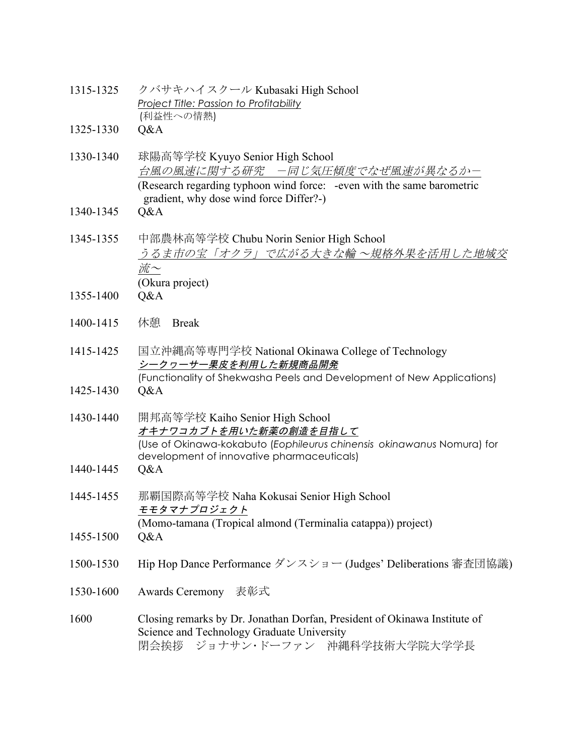| | |
|---|---|
| 1315-1325 | クバサキハイスクール Kubasaki High School<br>*Project Title: Passion to Profitability*<br>(利益性への情熱) |
| 1325-1330 | Q&A |
| 1330-1340 | 球陽高等学校 Kyuyo Senior High School<br>*台風の風速に関する研究　－同じ気圧傾度でなぜ風速が異なるか－*<br>(Research regarding typhoon wind force:  -even with the same barometric gradient, why dose wind force Differ?-) |
| 1340-1345 | Q&A |
| 1345-1355 | 中部農林高等学校 Chubu Norin Senior High School<br>*うるま市の宝「オクラ」で広がる大きな輪 ～規格外果を活用した地域交流～*<br>(Okura project) |
| 1355-1400 | Q&A |
| 1400-1415 | 休憩　Break |
| 1415-1425 | 国立沖縄高等専門学校 National Okinawa College of Technology<br>***シークヮーサー果皮を利用した新規商品開発***<br>(Functionality of Shekwasha Peels and Development of New Applications) |
| 1425-1430 | Q&A |
| 1430-1440 | 開邦高等学校 Kaiho Senior High School<br>***オキナワコカブトを用いた新薬の創造を目指して***<br>(Use of Okinawa-kokabuto (*Eophileurus chinensis okinawanus* Nomura) for development of innovative pharmaceuticals) |
| 1440-1445 | Q&A |
| 1445-1455 | 那覇国際高等学校 Naha Kokusai Senior High School<br>***モモタマナプロジェクト***<br>(Momo-tamana (Tropical almond (Terminalia catappa)) project) |
| 1455-1500 | Q&A |
| 1500-1530 | Hip Hop Dance Performance ダンスショー (Judges' Deliberations 審査団協議) |
| 1530-1600 | Awards Ceremony　表彰式 |
| 1600 | Closing remarks by Dr. Jonathan Dorfan, President of Okinawa Institute of Science and Technology Graduate University<br>閉会挨拶　ジョナサン･ドーファン　沖縄科学技術大学院大学学長 |